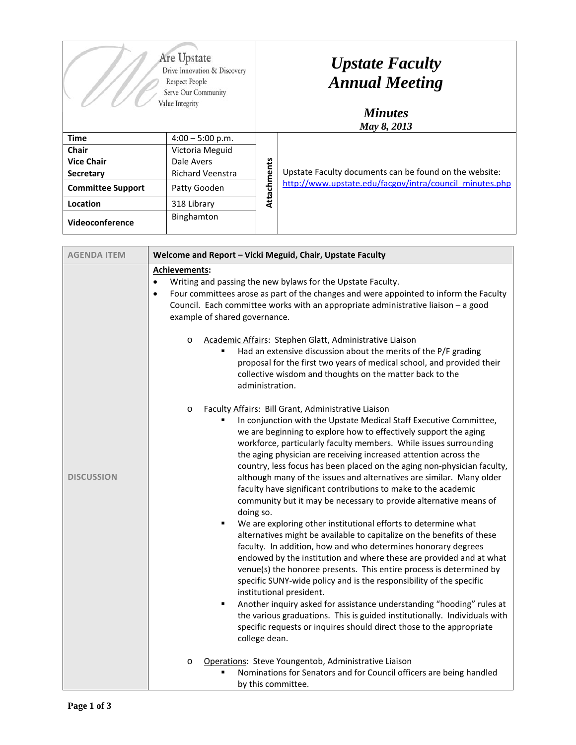We Are Upstate
Drive Innovation & Discovery
Respect People
Serve Our Community
Value Integrity

# *Upstate Faculty Annual Meeting*

## *Minutes*
***May 8, 2013***

| | | | |
|---|---|---|---|
| **Time** | 4:00 – 5:00 p.m. | **Attachments** | Upstate Faculty documents can be found on the website: http://www.upstate.edu/facgov/intra/council_minutes.php |
| **Chair** | Victoria Meguid | | |
| **Vice Chair** | Dale Avers | | |
| **Secretary** | Richard Veenstra | | |
| **Committee Support** | Patty Gooden | | |
| **Location** | 318 Library | | |
| **Videoconference** | Binghamton | | |

| AGENDA ITEM | Welcome and Report – Vicki Meguid, Chair, Upstate Faculty |
|---|---|
| DISCUSSION | see below |

**Achievements:**

- Writing and passing the new bylaws for the Upstate Faculty.
- Four committees arose as part of the changes and were appointed to inform the Faculty Council. Each committee works with an appropriate administrative liaison – a good example of shared governance.
  - Academic Affairs: Stephen Glatt, Administrative Liaison
    - Had an extensive discussion about the merits of the P/F grading proposal for the first two years of medical school, and provided their collective wisdom and thoughts on the matter back to the administration.
  - Faculty Affairs: Bill Grant, Administrative Liaison
    - In conjunction with the Upstate Medical Staff Executive Committee, we are beginning to explore how to effectively support the aging workforce, particularly faculty members. While issues surrounding the aging physician are receiving increased attention across the country, less focus has been placed on the aging non-physician faculty, although many of the issues and alternatives are similar. Many older faculty have significant contributions to make to the academic community but it may be necessary to provide alternative means of doing so.
    - We are exploring other institutional efforts to determine what alternatives might be available to capitalize on the benefits of these faculty. In addition, how and who determines honorary degrees endowed by the institution and where these are provided and at what venue(s) the honoree presents. This entire process is determined by specific SUNY-wide policy and is the responsibility of the specific institutional president.
    - Another inquiry asked for assistance understanding "hooding" rules at the various graduations. This is guided institutionally. Individuals with specific requests or inquires should direct those to the appropriate college dean.
  - Operations: Steve Youngentob, Administrative Liaison
    - Nominations for Senators and for Council officers are being handled by this committee.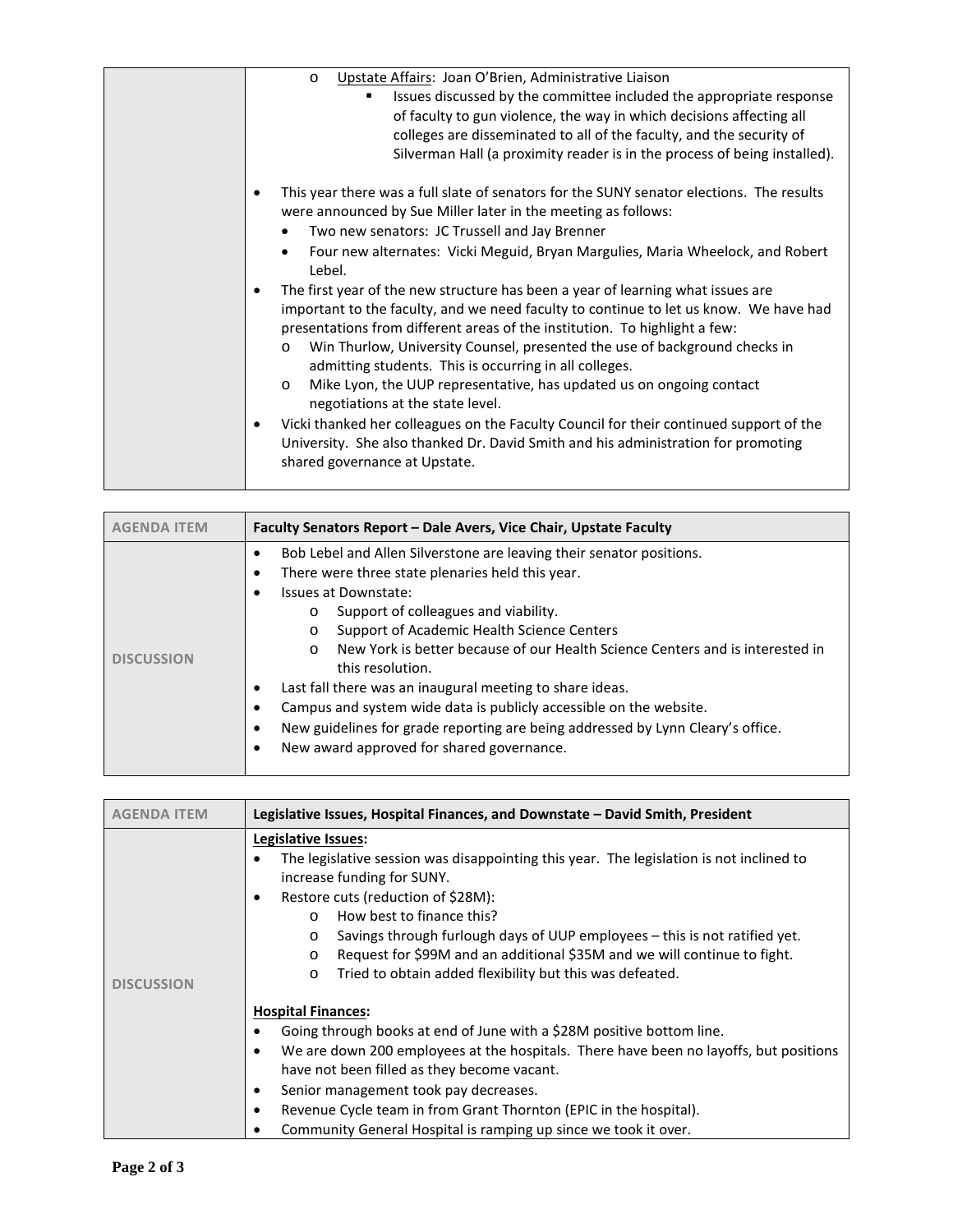| | |
|---|---|
| | - Upstate Affairs: Joan O'Brien, Administrative Liaison<br>  - Issues discussed by the committee included the appropriate response of faculty to gun violence, the way in which decisions affecting all colleges are disseminated to all of the faculty, and the security of Silverman Hall (a proximity reader is in the process of being installed).<br><br>- This year there was a full slate of senators for the SUNY senator elections. The results were announced by Sue Miller later in the meeting as follows:<br>  - Two new senators: JC Trussell and Jay Brenner<br>  - Four new alternates: Vicki Meguid, Bryan Margulies, Maria Wheelock, and Robert Lebel.<br>- The first year of the new structure has been a year of learning what issues are important to the faculty, and we need faculty to continue to let us know. We have had presentations from different areas of the institution. To highlight a few:<br>  - Win Thurlow, University Counsel, presented the use of background checks in admitting students. This is occurring in all colleges.<br>  - Mike Lyon, the UUP representative, has updated us on ongoing contact negotiations at the state level.<br>- Vicki thanked her colleagues on the Faculty Council for their continued support of the University. She also thanked Dr. David Smith and his administration for promoting shared governance at Upstate. |

| AGENDA ITEM | Faculty Senators Report – Dale Avers, Vice Chair, Upstate Faculty |
|---|---|
| DISCUSSION | - Bob Lebel and Allen Silverstone are leaving their senator positions.<br>- There were three state plenaries held this year.<br>- Issues at Downstate:<br>  - Support of colleagues and viability.<br>  - Support of Academic Health Science Centers<br>  - New York is better because of our Health Science Centers and is interested in this resolution.<br>- Last fall there was an inaugural meeting to share ideas.<br>- Campus and system wide data is publicly accessible on the website.<br>- New guidelines for grade reporting are being addressed by Lynn Cleary's office.<br>- New award approved for shared governance. |

| AGENDA ITEM | Legislative Issues, Hospital Finances, and Downstate – David Smith, President |
|---|---|
| DISCUSSION | **Legislative Issues:**<br>- The legislative session was disappointing this year. The legislation is not inclined to increase funding for SUNY.<br>- Restore cuts (reduction of $28M):<br>  - How best to finance this?<br>  - Savings through furlough days of UUP employees – this is not ratified yet.<br>  - Request for $99M and an additional $35M and we will continue to fight.<br>  - Tried to obtain added flexibility but this was defeated.<br><br>**Hospital Finances:**<br>- Going through books at end of June with a $28M positive bottom line.<br>- We are down 200 employees at the hospitals. There have been no layoffs, but positions have not been filled as they become vacant.<br>- Senior management took pay decreases.<br>- Revenue Cycle team in from Grant Thornton (EPIC in the hospital).<br>- Community General Hospital is ramping up since we took it over. |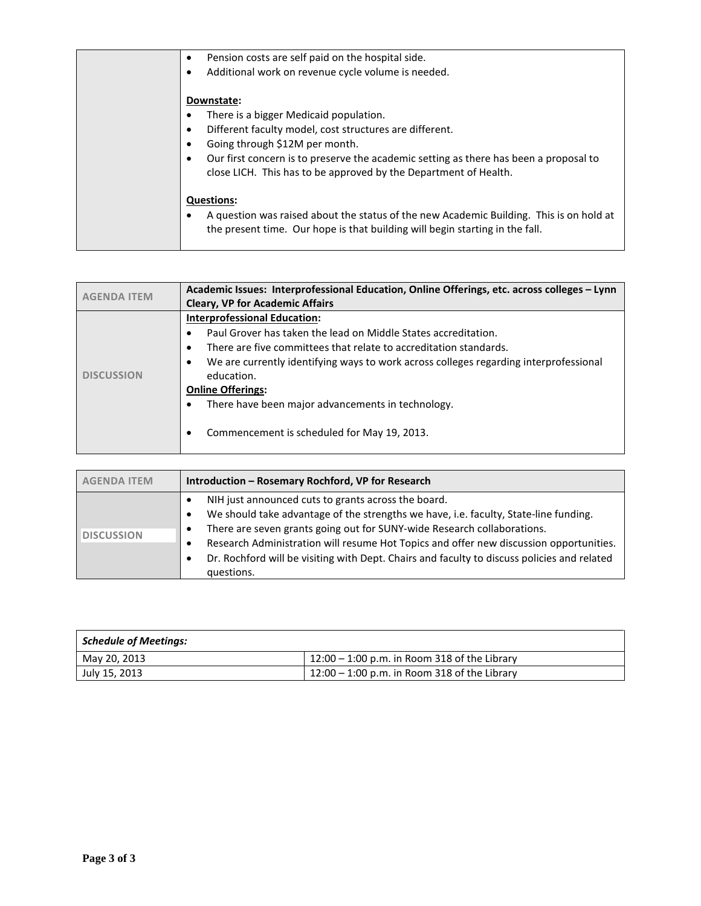| | |
|---|---|
| | • Pension costs are self paid on the hospital side.<br>• Additional work on revenue cycle volume is needed.<br><br>**Downstate:**<br>• There is a bigger Medicaid population.<br>• Different faculty model, cost structures are different.<br>• Going through $12M per month.<br>• Our first concern is to preserve the academic setting as there has been a proposal to close LICH. This has to be approved by the Department of Health.<br><br>**Questions:**<br>• A question was raised about the status of the new Academic Building. This is on hold at the present time. Our hope is that building will begin starting in the fall. |

| AGENDA ITEM | Academic Issues: Interprofessional Education, Online Offerings, etc. across colleges – Lynn Cleary, VP for Academic Affairs |
|---|---|
| DISCUSSION | **Interprofessional Education:**<br>• Paul Grover has taken the lead on Middle States accreditation.<br>• There are five committees that relate to accreditation standards.<br>• We are currently identifying ways to work across colleges regarding interprofessional education.<br>**Online Offerings:**<br>• There have been major advancements in technology.<br><br>• Commencement is scheduled for May 19, 2013. |

| AGENDA ITEM | Introduction – Rosemary Rochford, VP for Research |
|---|---|
| DISCUSSION | • NIH just announced cuts to grants across the board.<br>• We should take advantage of the strengths we have, i.e. faculty, State-line funding.<br>• There are seven grants going out for SUNY-wide Research collaborations.<br>• Research Administration will resume Hot Topics and offer new discussion opportunities.<br>• Dr. Rochford will be visiting with Dept. Chairs and faculty to discuss policies and related questions. |

| *Schedule of Meetings:* | |
|---|---|
| May 20, 2013 | 12:00 – 1:00 p.m. in Room 318 of the Library |
| July 15, 2013 | 12:00 – 1:00 p.m. in Room 318 of the Library |